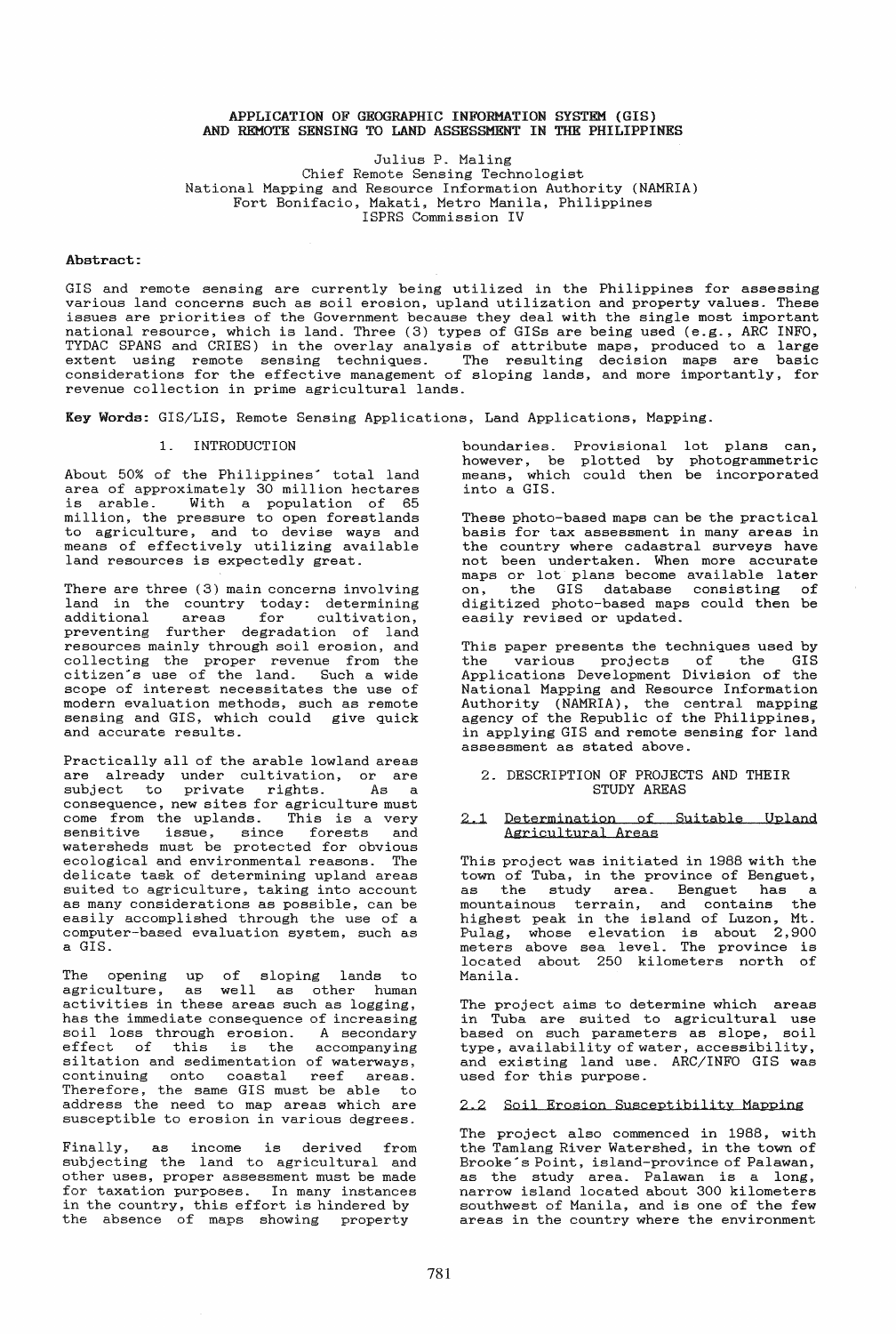# APPLICATION OF GEOGRAPHIC INFORMATION SYSTEM (GIS) AND REMOTE SENSING TO LAND ASSESSMENT IN THE PHILIPPINES

Julius P. Maling
Chief Remote Sensing Technologist
National Mapping and Resource Information Authority (NAMRIA)
Fort Bonifacio, Makati, Metro Manila, Philippines
ISPRS Commission IV

**Abstract:**

GIS and remote sensing are currently being utilized in the Philippines for assessing various land concerns such as soil erosion, upland utilization and property values. These issues are priorities of the Government because they deal with the single most important national resource, which is land. Three (3) types of GISs are being used (e.g., ARC INFO, TYDAC SPANS and CRIES) in the overlay analysis of attribute maps, produced to a large extent using remote sensing techniques. The resulting decision maps are basic considerations for the effective management of sloping lands, and more importantly, for revenue collection in prime agricultural lands.

**Key Words:** GIS/LIS, Remote Sensing Applications, Land Applications, Mapping.

## 1. INTRODUCTION

About 50% of the Philippines' total land area of approximately 30 million hectares is arable. With a population of 65 million, the pressure to open forestlands to agriculture, and to devise ways and means of effectively utilizing available land resources is expectedly great.

There are three (3) main concerns involving land in the country today: determining additional areas for cultivation, preventing further degradation of land resources mainly through soil erosion, and collecting the proper revenue from the citizen's use of the land. Such a wide scope of interest necessitates the use of modern evaluation methods, such as remote sensing and GIS, which could give quick and accurate results.

Practically all of the arable lowland areas are already under cultivation, or are subject to private rights. As a consequence, new sites for agriculture must come from the uplands. This is a very sensitive issue, since forests and watersheds must be protected for obvious ecological and environmental reasons. The delicate task of determining upland areas suited to agriculture, taking into account as many considerations as possible, can be easily accomplished through the use of a computer-based evaluation system, such as a GIS.

The opening up of sloping lands to agriculture, as well as other human activities in these areas such as logging, has the immediate consequence of increasing soil loss through erosion. A secondary effect of this is the accompanying siltation and sedimentation of waterways, continuing onto coastal reef areas. Therefore, the same GIS must be able to address the need to map areas which are susceptible to erosion in various degrees.

Finally, as income is derived from subjecting the land to agricultural and other uses, proper assessment must be made for taxation purposes. In many instances in the country, this effort is hindered by the absence of maps showing property boundaries. Provisional lot plans can, however, be plotted by photogrammetric means, which could then be incorporated into a GIS.

These photo-based maps can be the practical basis for tax assessment in many areas in the country where cadastral surveys have not been undertaken. When more accurate maps or lot plans become available later on, the GIS database consisting of digitized photo-based maps could then be easily revised or updated.

This paper presents the techniques used by the various projects of the GIS Applications Development Division of the National Mapping and Resource Information Authority (NAMRIA), the central mapping agency of the Republic of the Philippines, in applying GIS and remote sensing for land assessment as stated above.

## 2. DESCRIPTION OF PROJECTS AND THEIR STUDY AREAS

### 2.1 Determination of Suitable Upland Agricultural Areas

This project was initiated in 1988 with the town of Tuba, in the province of Benguet, as the study area. Benguet has a mountainous terrain, and contains the highest peak in the island of Luzon, Mt. Pulag, whose elevation is about 2,900 meters above sea level. The province is located about 250 kilometers north of Manila.

The project aims to determine which areas in Tuba are suited to agricultural use based on such parameters as slope, soil type, availability of water, accessibility, and existing land use. ARC/INFO GIS was used for this purpose.

### 2.2 Soil Erosion Susceptibility Mapping

The project also commenced in 1988, with the Tamlang River Watershed, in the town of Brooke's Point, island-province of Palawan, as the study area. Palawan is a long, narrow island located about 300 kilometers southwest of Manila, and is one of the few areas in the country where the environment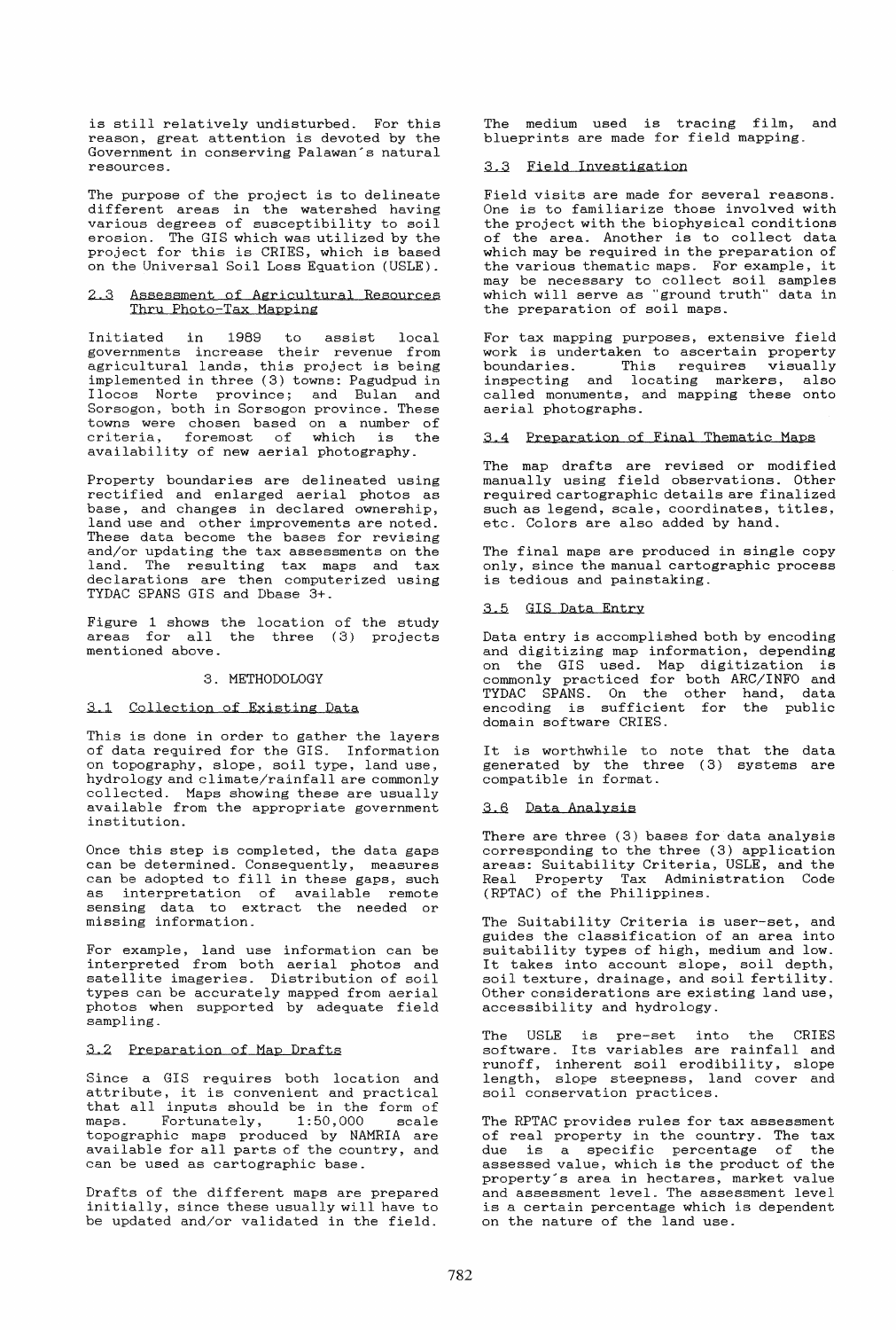is still relatively undisturbed. For this reason, great attention is devoted by the Government in conserving Palawan's natural resources.

The purpose of the project is to delineate different areas in the watershed having various degrees of susceptibility to soil erosion. The GIS which was utilized by the project for this is CRIES, which is based on the Universal Soil Loss Equation (USLE).

### 2.3 Assessment of Agricultural Resources Thru Photo-Tax Mapping

Initiated in 1989 to assist local governments increase their revenue from agricultural lands, this project is being implemented in three (3) towns: Pagudpud in Ilocos Norte province; and Bulan and Sorsogon, both in Sorsogon province. These towns were chosen based on a number of criteria, foremost of which is the availability of new aerial photography.

Property boundaries are delineated using rectified and enlarged aerial photos as base, and changes in declared ownership, land use and other improvements are noted. These data become the bases for revising and/or updating the tax assessments on the land. The resulting tax maps and tax declarations are then computerized using TYDAC SPANS GIS and Dbase 3+.

Figure 1 shows the location of the study areas for all the three (3) projects mentioned above.

## 3. METHODOLOGY

### 3.1 Collection of Existing Data

This is done in order to gather the layers of data required for the GIS. Information on topography, slope, soil type, land use, hydrology and climate/rainfall are commonly collected. Maps showing these are usually available from the appropriate government institution.

Once this step is completed, the data gaps can be determined. Consequently, measures can be adopted to fill in these gaps, such as interpretation of available remote sensing data to extract the needed or missing information.

For example, land use information can be interpreted from both aerial photos and satellite imageries. Distribution of soil types can be accurately mapped from aerial photos when supported by adequate field sampling.

### 3.2 Preparation of Map Drafts

Since a GIS requires both location and attribute, it is convenient and practical that all inputs should be in the form of maps. Fortunately, 1:50,000 scale topographic maps produced by NAMRIA are available for all parts of the country, and can be used as cartographic base.

Drafts of the different maps are prepared initially, since these usually will have to be updated and/or validated in the field. The medium used is tracing film, and blueprints are made for field mapping.

### 3.3 Field Investigation

Field visits are made for several reasons. One is to familiarize those involved with the project with the biophysical conditions of the area. Another is to collect data which may be required in the preparation of the various thematic maps. For example, it may be necessary to collect soil samples which will serve as "ground truth" data in the preparation of soil maps.

For tax mapping purposes, extensive field work is undertaken to ascertain property boundaries. This requires visually inspecting and locating markers, also called monuments, and mapping these onto aerial photographs.

### 3.4 Preparation of Final Thematic Maps

The map drafts are revised or modified manually using field observations. Other required cartographic details are finalized such as legend, scale, coordinates, titles, etc. Colors are also added by hand.

The final maps are produced in single copy only, since the manual cartographic process is tedious and painstaking.

### 3.5 GIS Data Entry

Data entry is accomplished both by encoding and digitizing map information, depending on the GIS used. Map digitization is commonly practiced for both ARC/INFO and TYDAC SPANS. On the other hand, data encoding is sufficient for the public domain software CRIES.

It is worthwhile to note that the data generated by the three (3) systems are compatible in format.

### 3.6 Data Analysis

There are three (3) bases for data analysis corresponding to the three (3) application areas: Suitability Criteria, USLE, and the Real Property Tax Administration Code (RPTAC) of the Philippines.

The Suitability Criteria is user-set, and guides the classification of an area into suitability types of high, medium and low. It takes into account slope, soil depth, soil texture, drainage, and soil fertility. Other considerations are existing land use, accessibility and hydrology.

The USLE is pre-set into the CRIES software. Its variables are rainfall and runoff, inherent soil erodibility, slope length, slope steepness, land cover and soil conservation practices.

The RPTAC provides rules for tax assessment of real property in the country. The tax due is a specific percentage of the assessed value, which is the product of the property's area in hectares, market value and assessment level. The assessment level is a certain percentage which is dependent on the nature of the land use.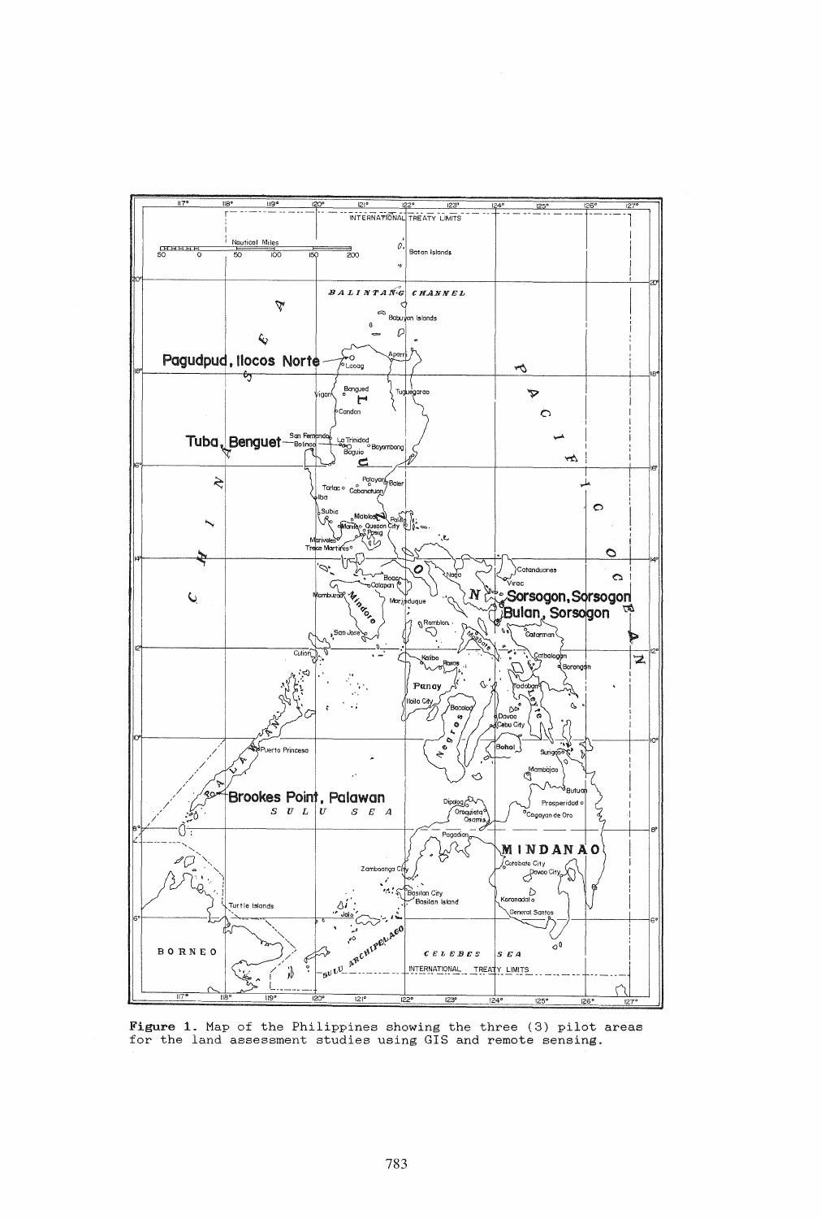**Figure 1.** Map of the Philippines showing the three (3) pilot areas for the land assessment studies using GIS and remote sensing.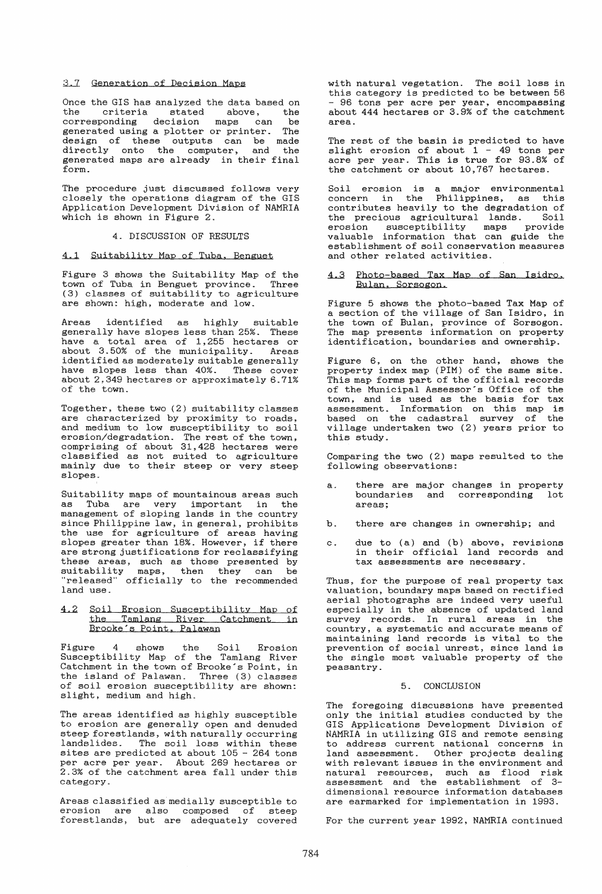### 3.7 Generation of Decision Maps

Once the GIS has analyzed the data based on the criteria stated above, the corresponding decision maps can be generated using a plotter or printer. The design of these outputs can be made directly onto the computer, and the generated maps are already in their final form.

The procedure just discussed follows very closely the operations diagram of the GIS Application Development Division of NAMRIA which is shown in Figure 2.

## 4. DISCUSSION OF RESULTS

### 4.1 Suitability Map of Tuba, Benguet

Figure 3 shows the Suitability Map of the town of Tuba in Benguet province. Three (3) classes of suitability to agriculture are shown: high, moderate and low.

Areas identified as highly suitable generally have slopes less than 25%. These have a total area of 1,255 hectares or about 3.50% of the municipality. Areas identified as moderately suitable generally have slopes less than 40%. These cover about 2,349 hectares or approximately 6.71% of the town.

Together, these two (2) suitability classes are characterized by proximity to roads, and medium to low susceptibility to soil erosion/degradation. The rest of the town, comprising of about 31,428 hectares were classified as not suited to agriculture mainly due to their steep or very steep slopes.

Suitability maps of mountainous areas such as Tuba are very important in the management of sloping lands in the country since Philippine law, in general, prohibits the use for agriculture of areas having slopes greater than 18%. However, if there are strong justifications for reclassifying these areas, such as those presented by suitability maps, then they can be "released" officially to the recommended land use.

### 4.2 Soil Erosion Susceptibility Map of the Tamlang River Catchment in Brooke's Point, Palawan

Figure 4 shows the Soil Erosion Susceptibility Map of the Tamlang River Catchment in the town of Brooke's Point, in the island of Palawan. Three (3) classes of soil erosion susceptibility are shown: slight, medium and high.

The areas identified as highly susceptible to erosion are generally open and denuded steep forestlands, with naturally occurring landslides. The soil loss within these sites are predicted at about 105 - 264 tons per acre per year. About 269 hectares or 2.3% of the catchment area fall under this category.

Areas classified as medially susceptible to erosion are also composed of steep forestlands, but are adequately covered with natural vegetation. The soil loss in this category is predicted to be between 56 - 96 tons per acre per year, encompassing about 444 hectares or 3.9% of the catchment area.

The rest of the basin is predicted to have slight erosion of about 1 - 49 tons per acre per year. This is true for 93.8% of the catchment or about 10,767 hectares.

Soil erosion is a major environmental concern in the Philippines, as this contributes heavily to the degradation of the precious agricultural lands. Soil erosion susceptibility maps provide valuable information that can guide the establishment of soil conservation measures and other related activities.

### 4.3 Photo-based Tax Map of San Isidro, Bulan, Sorsogon.

Figure 5 shows the photo-based Tax Map of a section of the village of San Isidro, in the town of Bulan, province of Sorsogon. The map presents information on property identification, boundaries and ownership.

Figure 6, on the other hand, shows the property index map (PIM) of the same site. This map forms part of the official records of the Municipal Assessor's Office of the town, and is used as the basis for tax assessment. Information on this map is based on the cadastral survey of the village undertaken two (2) years prior to this study.

Comparing the two (2) maps resulted to the following observations:

a. there are major changes in property boundaries and corresponding lot areas;

b. there are changes in ownership; and

c. due to (a) and (b) above, revisions in their official land records and tax assessments are necessary.

Thus, for the purpose of real property tax valuation, boundary maps based on rectified aerial photographs are indeed very useful especially in the absence of updated land survey records. In rural areas in the country, a systematic and accurate means of maintaining land records is vital to the prevention of social unrest, since land is the single most valuable property of the peasantry.

## 5. CONCLUSION

The foregoing discussions have presented only the initial studies conducted by the GIS Applications Development Division of NAMRIA in utilizing GIS and remote sensing to address current national concerns in land assessment. Other projects dealing with relevant issues in the environment and natural resources, such as flood risk assessment and the establishment of 3-dimensional resource information databases are earmarked for implementation in 1993.

For the current year 1992, NAMRIA continued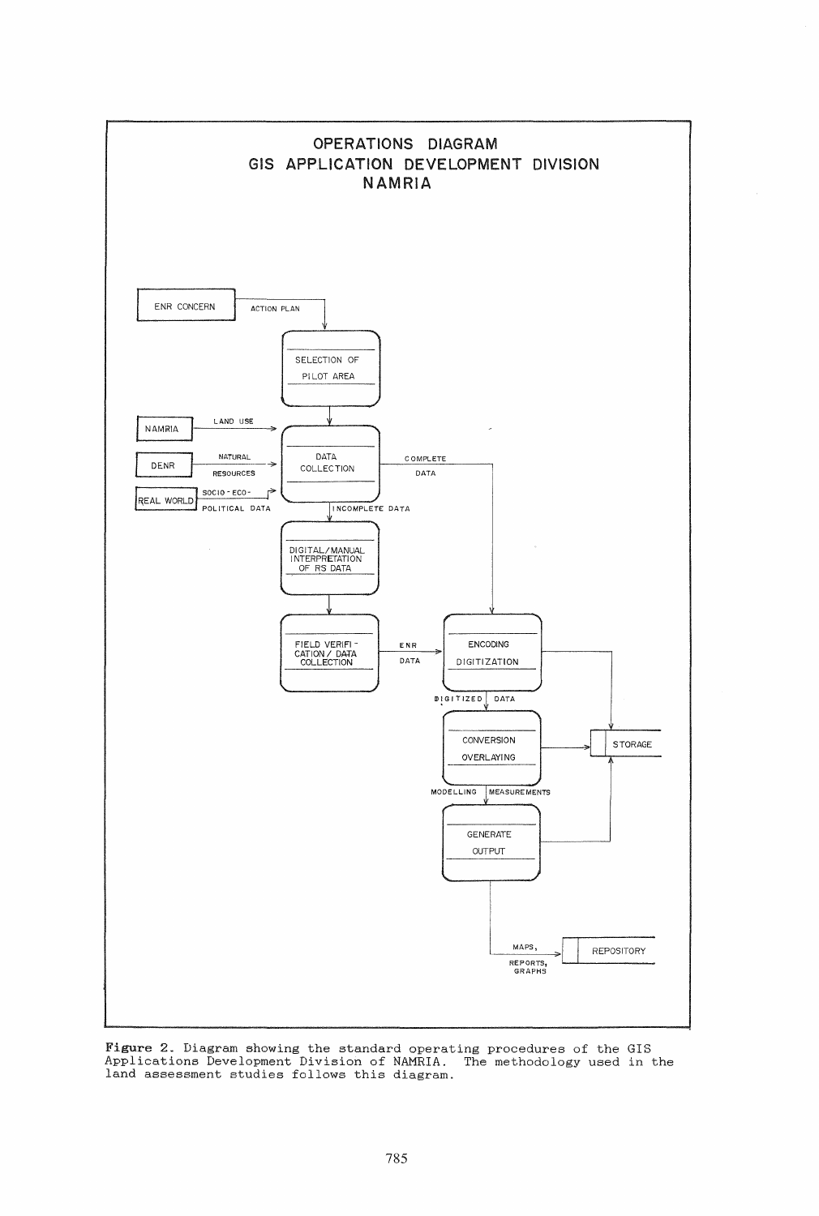OPERATIONS DIAGRAM
GIS APPLICATION DEVELOPMENT DIVISION
NAMRIA

ENR CONCERN → ACTION PLAN → SELECTION OF PILOT AREA

NAMRIA → LAND USE → DATA COLLECTION

DENR → NATURAL RESOURCES → DATA COLLECTION

REAL WORLD → SOCIO - ECO - POLITICAL DATA → DATA COLLECTION

DATA COLLECTION → COMPLETE DATA → ENCODING DIGITIZATION

DATA COLLECTION → INCOMPLETE DATA → DIGITAL/MANUAL INTERPRETATION OF RS DATA

DIGITAL/MANUAL INTERPRETATION OF RS DATA → FIELD VERIFICATION / DATA COLLECTION

FIELD VERIFICATION / DATA COLLECTION → ENR DATA → ENCODING DIGITIZATION

ENCODING DIGITIZATION → DIGITIZED DATA → CONVERSION OVERLAYING

ENCODING DIGITIZATION → STORAGE

CONVERSION OVERLAYING → STORAGE

CONVERSION OVERLAYING → MODELLING MEASUREMENTS → GENERATE OUTPUT

GENERATE OUTPUT → STORAGE

GENERATE OUTPUT → MAPS, REPORTS, GRAPHS → REPOSITORY

**Figure 2.** Diagram showing the standard operating procedures of the GIS Applications Development Division of NAMRIA. The methodology used in the land assessment studies follows this diagram.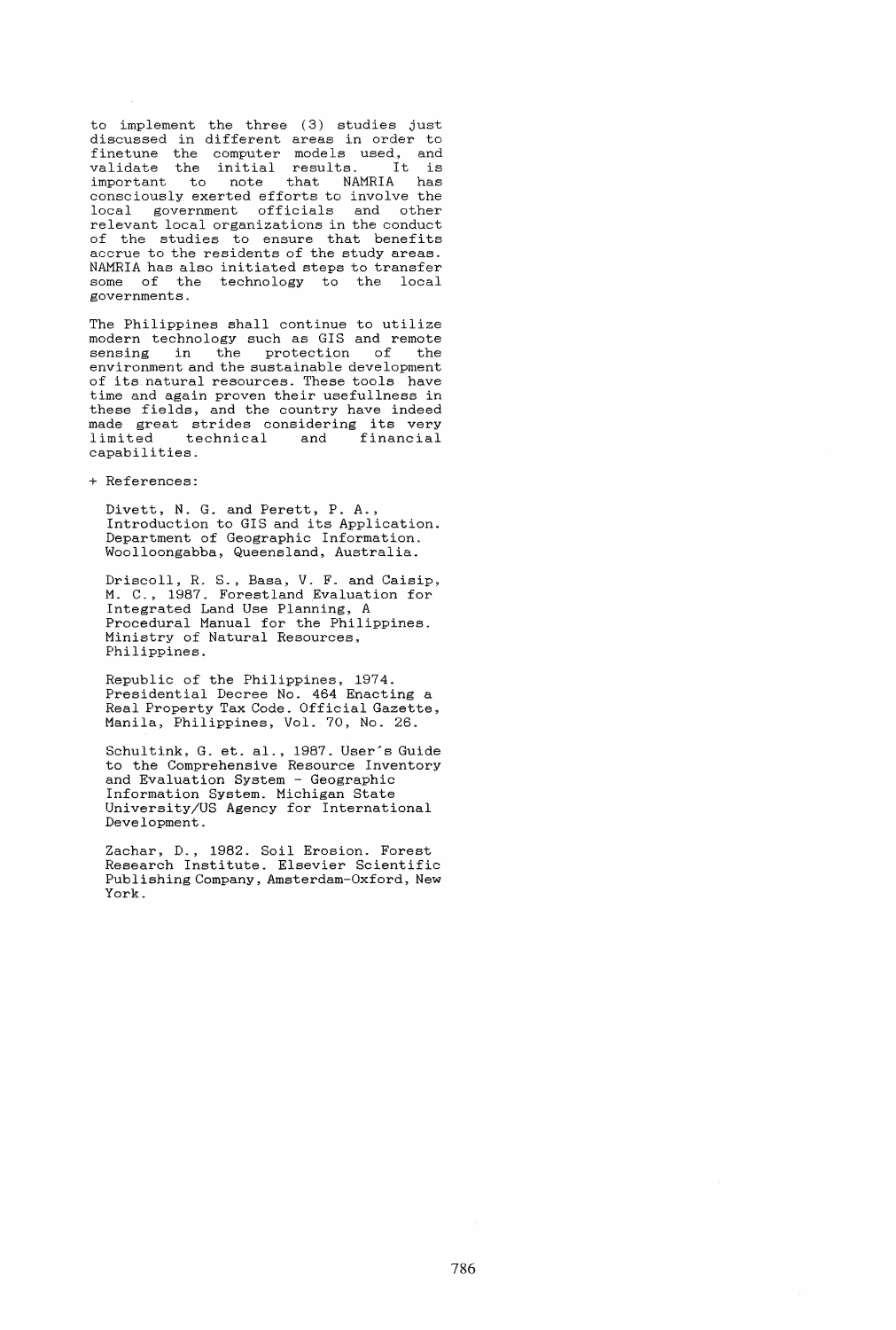to implement the three (3) studies just discussed in different areas in order to finetune the computer models used, and validate the initial results. It is important to note that NAMRIA has consciously exerted efforts to involve the local government officials and other relevant local organizations in the conduct of the studies to ensure that benefits accrue to the residents of the study areas. NAMRIA has also initiated steps to transfer some of the technology to the local governments.

The Philippines shall continue to utilize modern technology such as GIS and remote sensing in the protection of the environment and the sustainable development of its natural resources. These tools have time and again proven their usefullness in these fields, and the country have indeed made great strides considering its very limited technical and financial capabilities.

+ References:

Divett, N. G. and Perett, P. A., Introduction to GIS and its Application. Department of Geographic Information. Woolloongabba, Queensland, Australia.

Driscoll, R. S., Basa, V. F. and Caisip, M. C., 1987. Forestland Evaluation for Integrated Land Use Planning, A Procedural Manual for the Philippines. Ministry of Natural Resources, Philippines.

Republic of the Philippines, 1974. Presidential Decree No. 464 Enacting a Real Property Tax Code. Official Gazette, Manila, Philippines, Vol. 70, No. 26.

Schultink, G. et. al., 1987. User's Guide to the Comprehensive Resource Inventory and Evaluation System - Geographic Information System. Michigan State University/US Agency for International Development.

Zachar, D., 1982. Soil Erosion. Forest Research Institute. Elsevier Scientific Publishing Company, Amsterdam-Oxford, New York.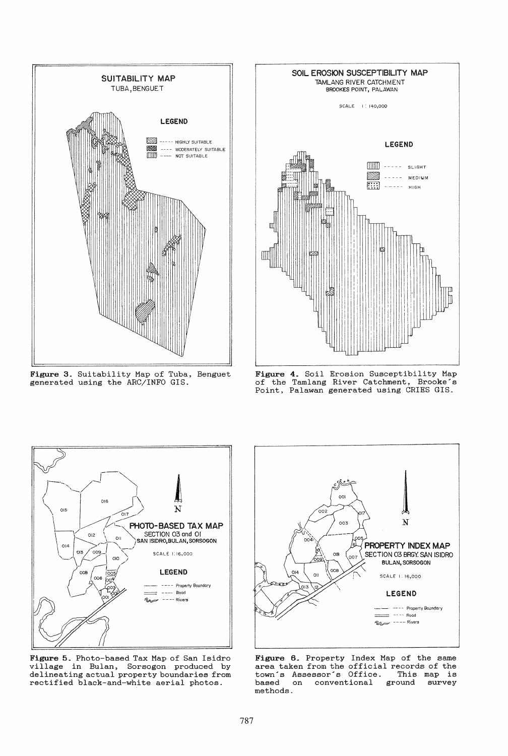SUITABILITY MAP
TUBA, BENGUET

LEGEND

HIGHLY SUITABLE
MODERATELY SUITABLE
NOT SUITABLE

**Figure 3.** Suitability Map of Tuba, Benguet generated using the ARC/INFO GIS.

SOIL EROSION SUSCEPTIBILITY MAP
TAMLANG RIVER CATCHMENT
BROOKES POINT, PALAWAN

SCALE 1 : 140,000

LEGEND

SLIGHT
MEDIUM
HIGH

**Figure 4.** Soil Erosion Susceptibility Map of the Tamlang River Catchment, Brooke's Point, Palawan generated using CRIES GIS.

PHOTO-BASED TAX MAP
SECTION 03 and 01
SAN ISIDRO, BULAN, SORSOGON

SCALE 1:16,000

LEGEND

Property Boundary
Road
Rivers

N

**Figure 5.** Photo-based Tax Map of San Isidro village in Bulan, Sorsogon produced by delineating actual property boundaries from rectified black-and-white aerial photos.

PROPERTY INDEX MAP
SECTION 03 BRGY. SAN ISIDRO
BULAN, SORSOGON

SCALE 1 : 16,000

LEGEND

Property Boundary
Road
Rivers

N

**Figure 6.** Property Index Map of the same area taken from the official records of the town's Assessor's Office. This map is based on conventional ground survey methods.